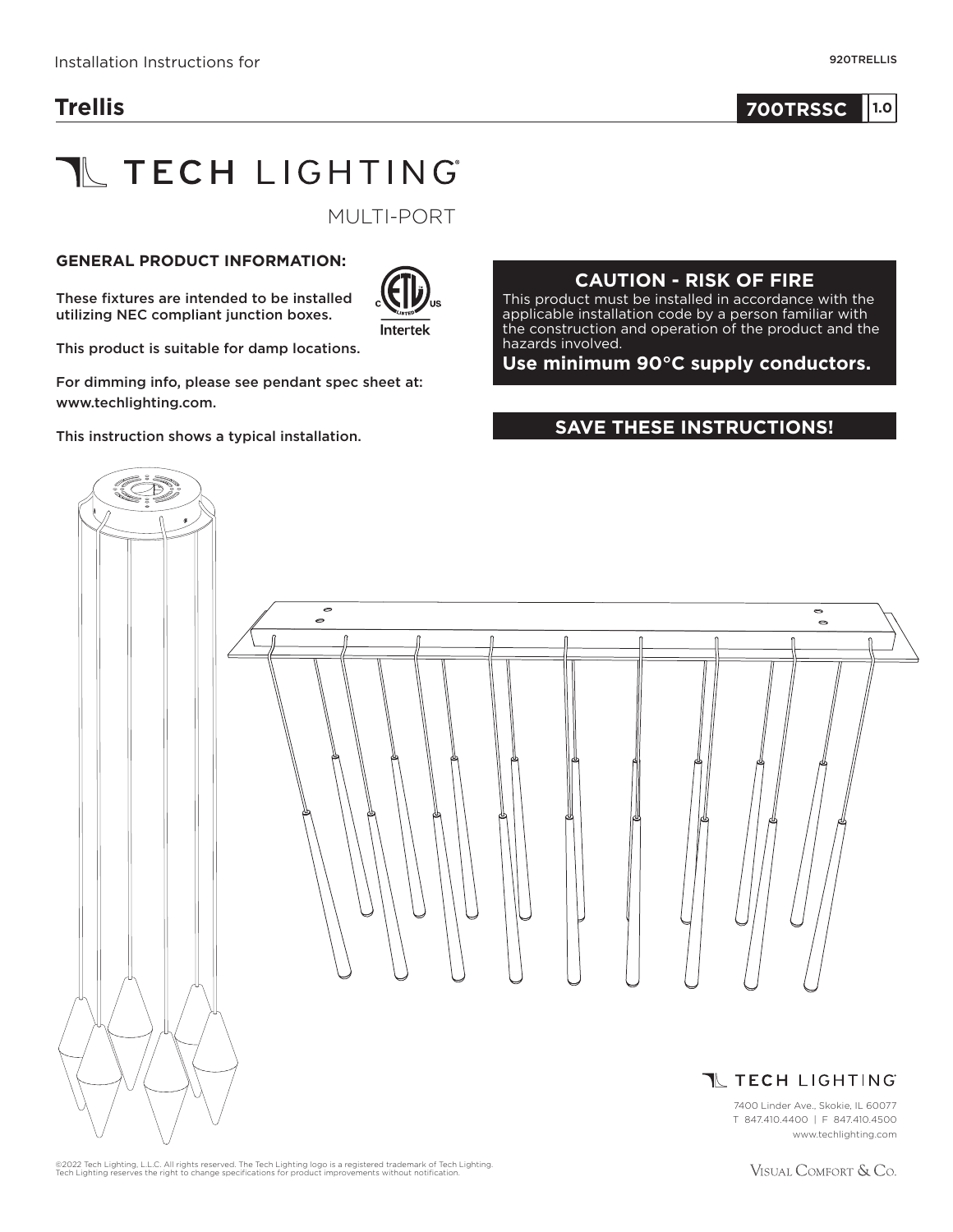Installation Instructions for

920TRELLIS

# Trellis

**700TRSSC** 1.0

TECH LIGHTING

MULTI-PORT

**GENERAL PRODUCT INFORMATION:**

These fixtures are intended to be installed utilizing NEC compliant junction boxes.

Intertek

This product is suitable for damp locations.

For dimming info, please see pendant spec sheet at: www.techlighting.com.

This instruction shows a typical installation.

**CAUTION - RISK OF FIRE**

This product must be installed in accordance with the applicable installation code by a person familiar with the construction and operation of the product and the hazards involved.

**Use minimum 90°C supply conductors.**

**SAVE THESE INSTRUCTIONS!**

TECH LIGHTING

7400 Linder Ave., Skokie, IL 60077
T 847.410.4400 | F 847.410.4500
www.techlighting.com

©2022 Tech Lighting, L.L.C. All rights reserved. The Tech Lighting logo is a registered trademark of Tech Lighting.
Tech Lighting reserves the right to change specifications for product improvements without notification.

Visual Comfort & Co.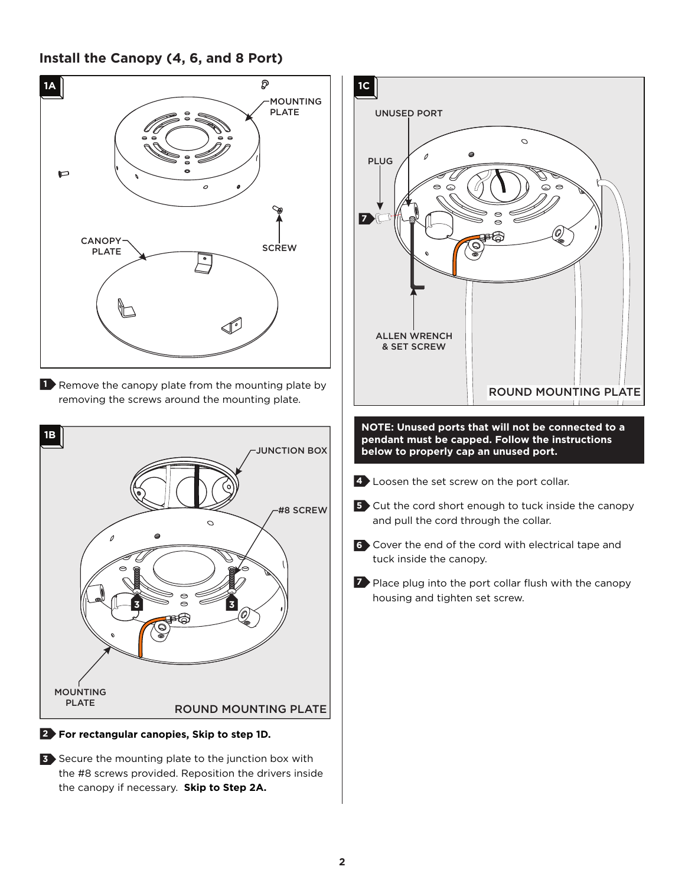## Install the Canopy (4, 6, and 8 Port)

**1A**

MOUNTING PLATE

CANOPY PLATE

SCREW

1. Remove the canopy plate from the mounting plate by removing the screws around the mounting plate.

**1B**

JUNCTION BOX

#8 SCREW

MOUNTING PLATE

ROUND MOUNTING PLATE

2. **For rectangular canopies, Skip to step 1D.**

3. Secure the mounting plate to the junction box with the #8 screws provided. Reposition the drivers inside the canopy if necessary. **Skip to Step 2A.**

**1C**

UNUSED PORT

PLUG

ALLEN WRENCH & SET SCREW

ROUND MOUNTING PLATE

**NOTE: Unused ports that will not be connected to a pendant must be capped. Follow the instructions below to properly cap an unused port.**

4. Loosen the set screw on the port collar.

5. Cut the cord short enough to tuck inside the canopy and pull the cord through the collar.

6. Cover the end of the cord with electrical tape and tuck inside the canopy.

7. Place plug into the port collar flush with the canopy housing and tighten set screw.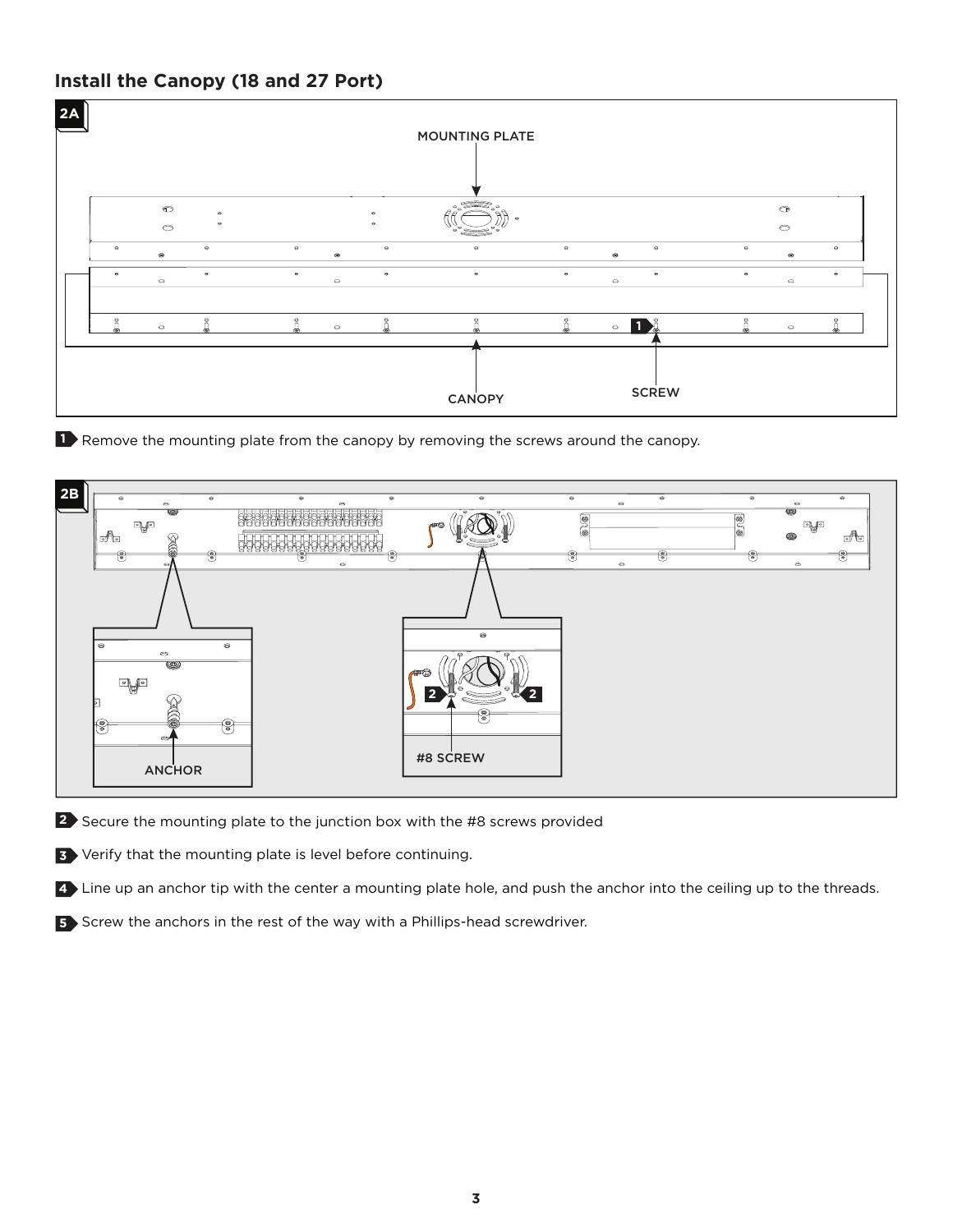## Install the Canopy (18 and 27 Port)

**2A**

MOUNTING PLATE

CANOPY

SCREW

**1** Remove the mounting plate from the canopy by removing the screws around the canopy.

**2B**

ANCHOR

#8 SCREW

**2** Secure the mounting plate to the junction box with the #8 screws provided

**3** Verify that the mounting plate is level before continuing.

**4** Line up an anchor tip with the center a mounting plate hole, and push the anchor into the ceiling up to the threads.

**5** Screw the anchors in the rest of the way with a Phillips-head screwdriver.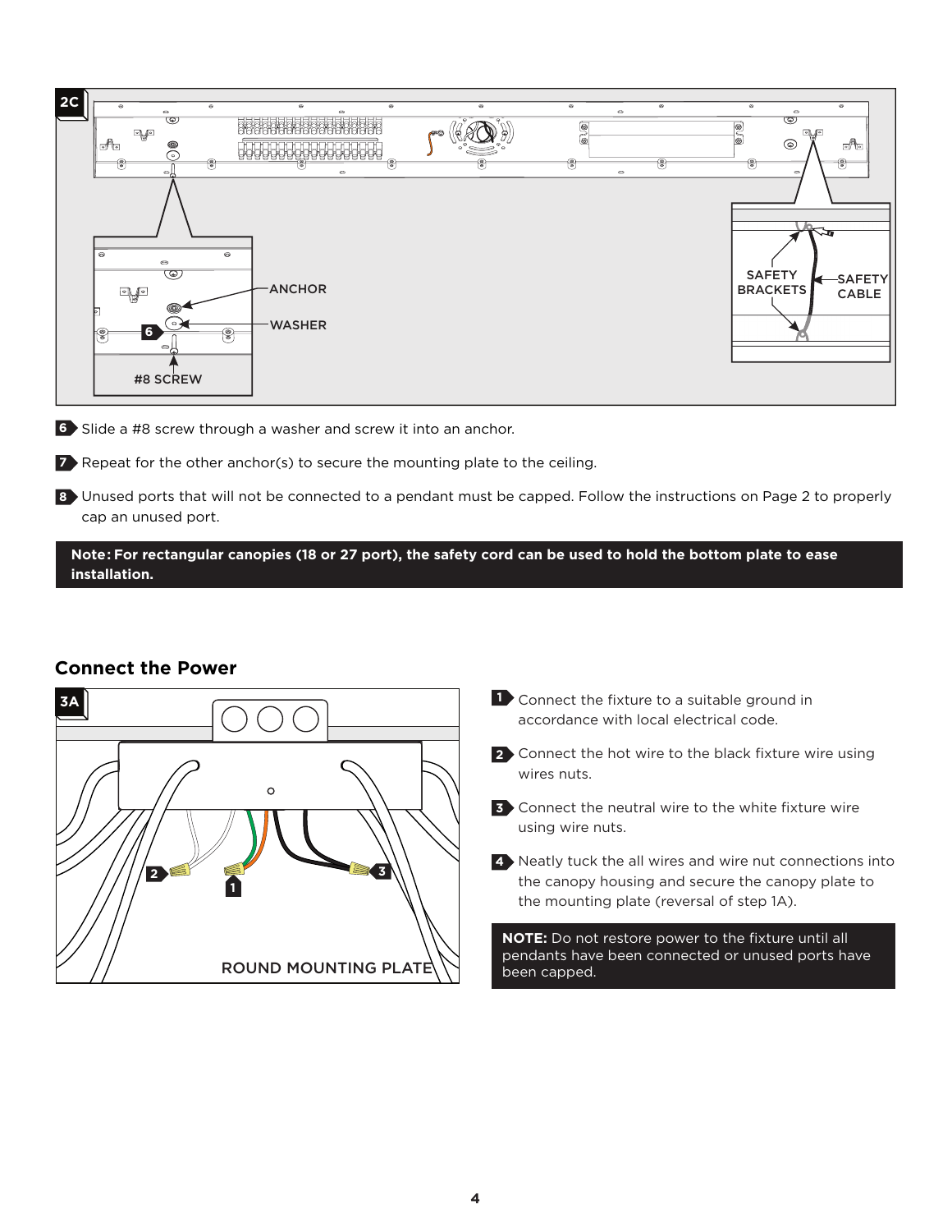6 Slide a #8 screw through a washer and screw it into an anchor.

7 Repeat for the other anchor(s) to secure the mounting plate to the ceiling.

8 Unused ports that will not be connected to a pendant must be capped. Follow the instructions on Page 2 to properly cap an unused port.

**Note: For rectangular canopies (18 or 27 port), the safety cord can be used to hold the bottom plate to ease installation.**

## Connect the Power

1 Connect the fixture to a suitable ground in accordance with local electrical code.

2 Connect the hot wire to the black fixture wire using wires nuts.

3 Connect the neutral wire to the white fixture wire using wire nuts.

4 Neatly tuck the all wires and wire nut connections into the canopy housing and secure the canopy plate to the mounting plate (reversal of step 1A).

**NOTE:** Do not restore power to the fixture until all pendants have been connected or unused ports have been capped.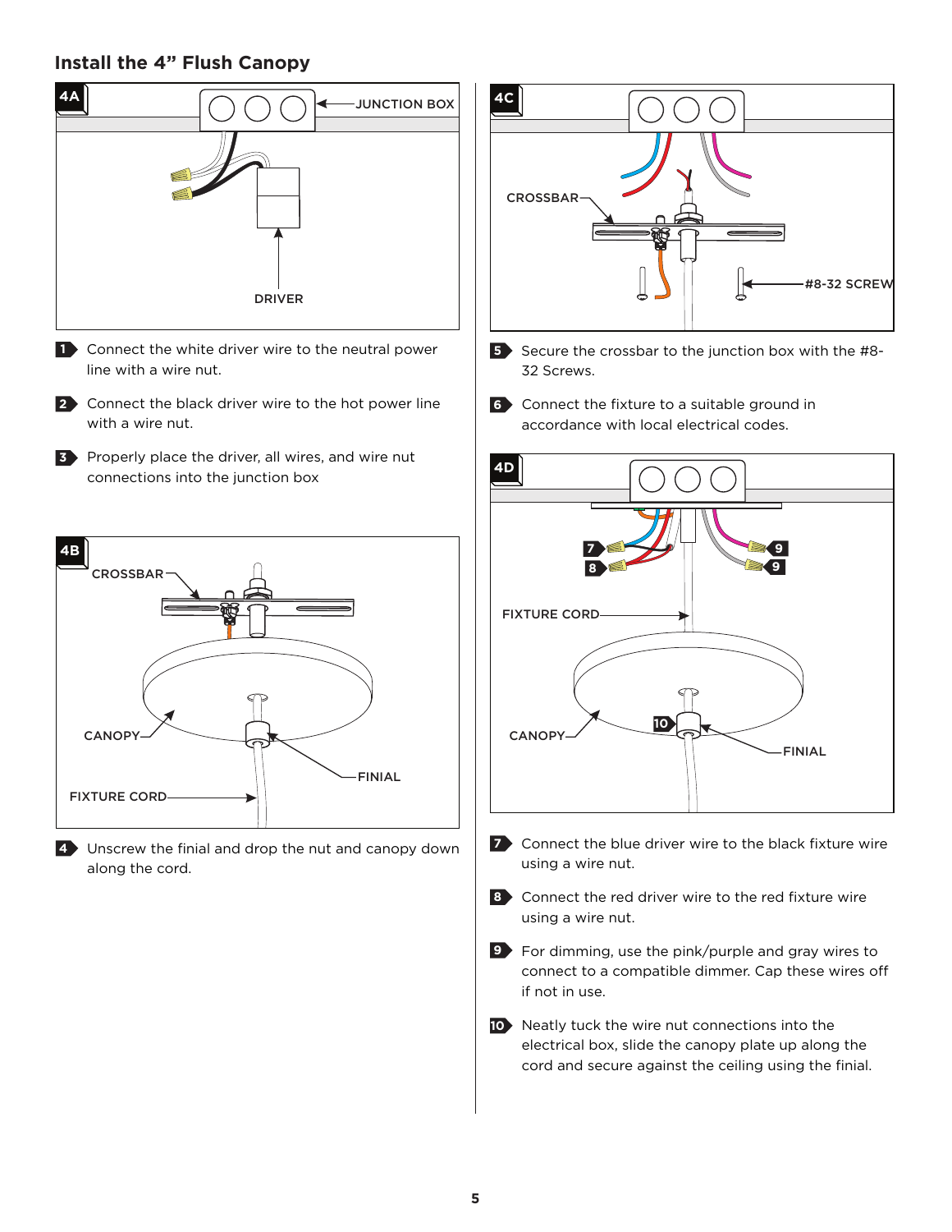## Install the 4" Flush Canopy

**4A**

JUNCTION BOX

DRIVER

1. Connect the white driver wire to the neutral power line with a wire nut.
2. Connect the black driver wire to the hot power line with a wire nut.
3. Properly place the driver, all wires, and wire nut connections into the junction box

**4B**

CROSSBAR

CANOPY

FINIAL

FIXTURE CORD

4. Unscrew the finial and drop the nut and canopy down along the cord.

**4C**

CROSSBAR

#8-32 SCREW

5. Secure the crossbar to the junction box with the #8-32 Screws.
6. Connect the fixture to a suitable ground in accordance with local electrical codes.

**4D**

FIXTURE CORD

CANOPY

FINIAL

7. Connect the blue driver wire to the black fixture wire using a wire nut.
8. Connect the red driver wire to the red fixture wire using a wire nut.
9. For dimming, use the pink/purple and gray wires to connect to a compatible dimmer. Cap these wires off if not in use.
10. Neatly tuck the wire nut connections into the electrical box, slide the canopy plate up along the cord and secure against the ceiling using the finial.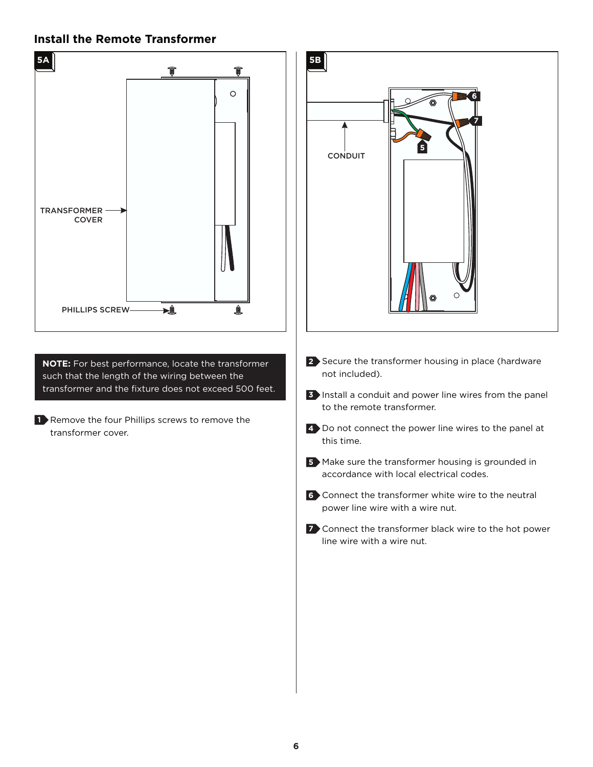## Install the Remote Transformer

**NOTE:** For best performance, locate the transformer such that the length of the wiring between the transformer and the fixture does not exceed 500 feet.

1. Remove the four Phillips screws to remove the transformer cover.

2. Secure the transformer housing in place (hardware not included).

3. Install a conduit and power line wires from the panel to the remote transformer.

4. Do not connect the power line wires to the panel at this time.

5. Make sure the transformer housing is grounded in accordance with local electrical codes.

6. Connect the transformer white wire to the neutral power line wire with a wire nut.

7. Connect the transformer black wire to the hot power line wire with a wire nut.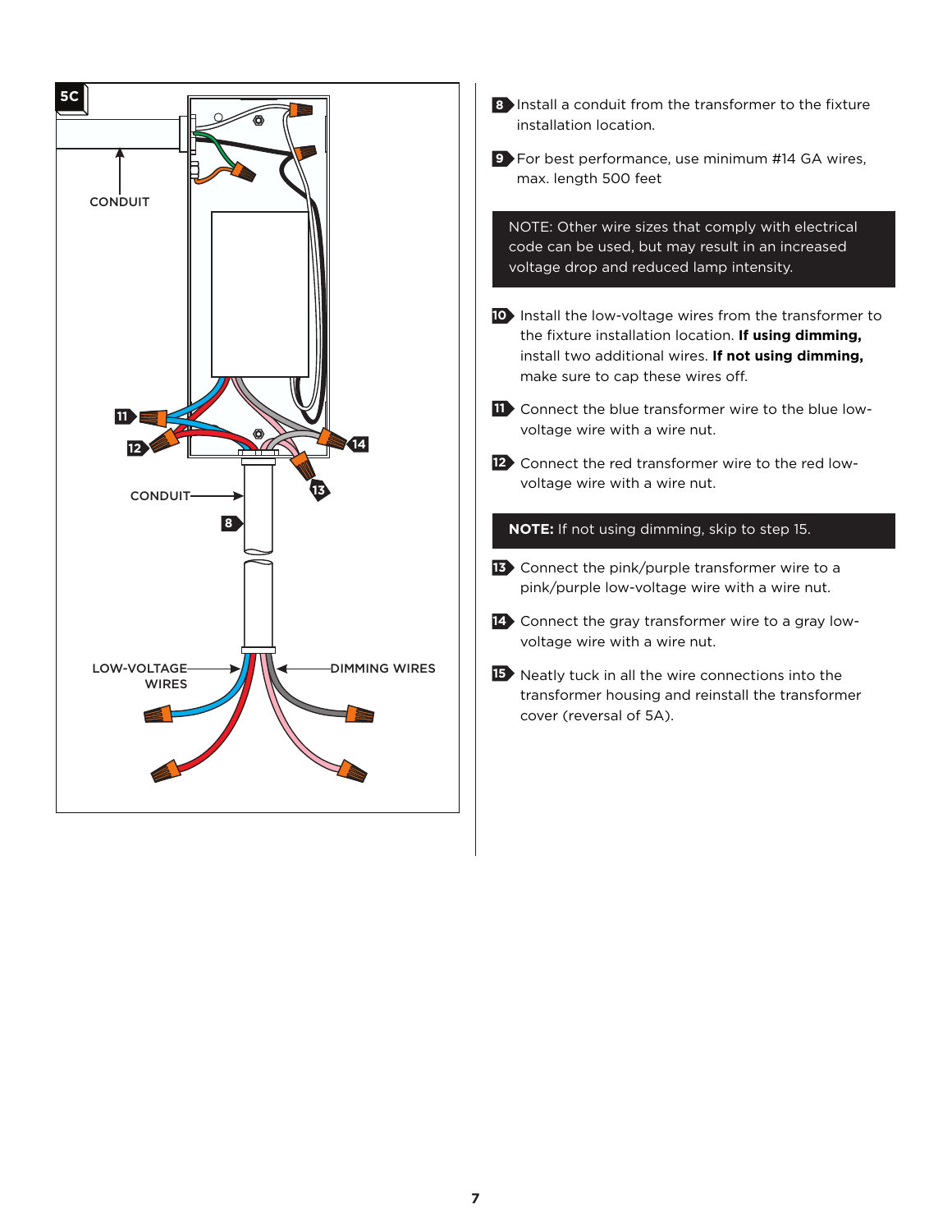**5C**

CONDUIT

CONDUIT

LOW-VOLTAGE WIRES

DIMMING WIRES

**8** Install a conduit from the transformer to the fixture installation location.

**9** For best performance, use minimum #14 GA wires, max. length 500 feet

NOTE: Other wire sizes that comply with electrical code can be used, but may result in an increased voltage drop and reduced lamp intensity.

**10** Install the low-voltage wires from the transformer to the fixture installation location. **If using dimming,** install two additional wires. **If not using dimming,** make sure to cap these wires off.

**11** Connect the blue transformer wire to the blue low-voltage wire with a wire nut.

**12** Connect the red transformer wire to the red low-voltage wire with a wire nut.

**NOTE:** If not using dimming, skip to step 15.

**13** Connect the pink/purple transformer wire to a pink/purple low-voltage wire with a wire nut.

**14** Connect the gray transformer wire to a gray low-voltage wire with a wire nut.

**15** Neatly tuck in all the wire connections into the transformer housing and reinstall the transformer cover (reversal of 5A).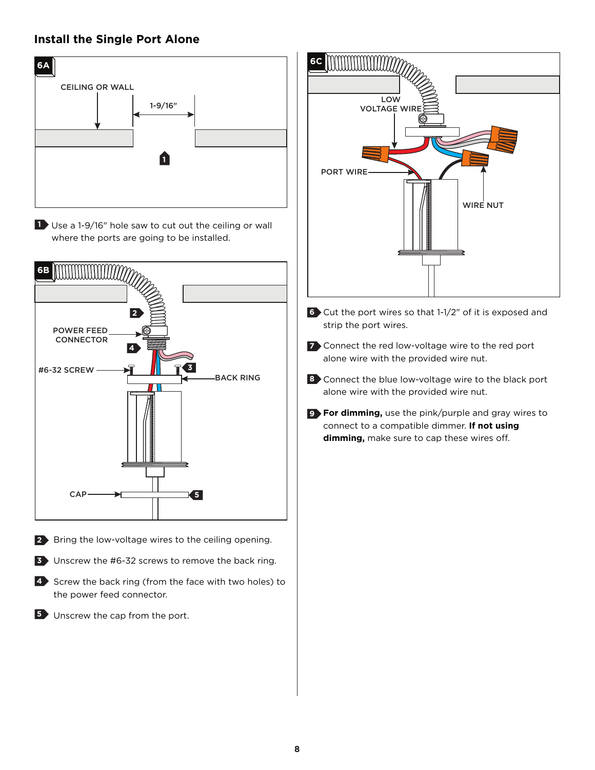## Install the Single Port Alone

6A

CEILING OR WALL

1-9/16"

1. Use a 1-9/16" hole saw to cut out the ceiling or wall where the ports are going to be installed.

6B

POWER FEED CONNECTOR

#6-32 SCREW

BACK RING

CAP

2. Bring the low-voltage wires to the ceiling opening.
3. Unscrew the #6-32 screws to remove the back ring.
4. Screw the back ring (from the face with two holes) to the power feed connector.
5. Unscrew the cap from the port.

6C

LOW VOLTAGE WIRE

PORT WIRE

WIRE NUT

6. Cut the port wires so that 1-1/2" of it is exposed and strip the port wires.
7. Connect the red low-voltage wire to the red port alone wire with the provided wire nut.
8. Connect the blue low-voltage wire to the black port alone wire with the provided wire nut.
9. **For dimming,** use the pink/purple and gray wires to connect to a compatible dimmer. **If not using dimming,** make sure to cap these wires off.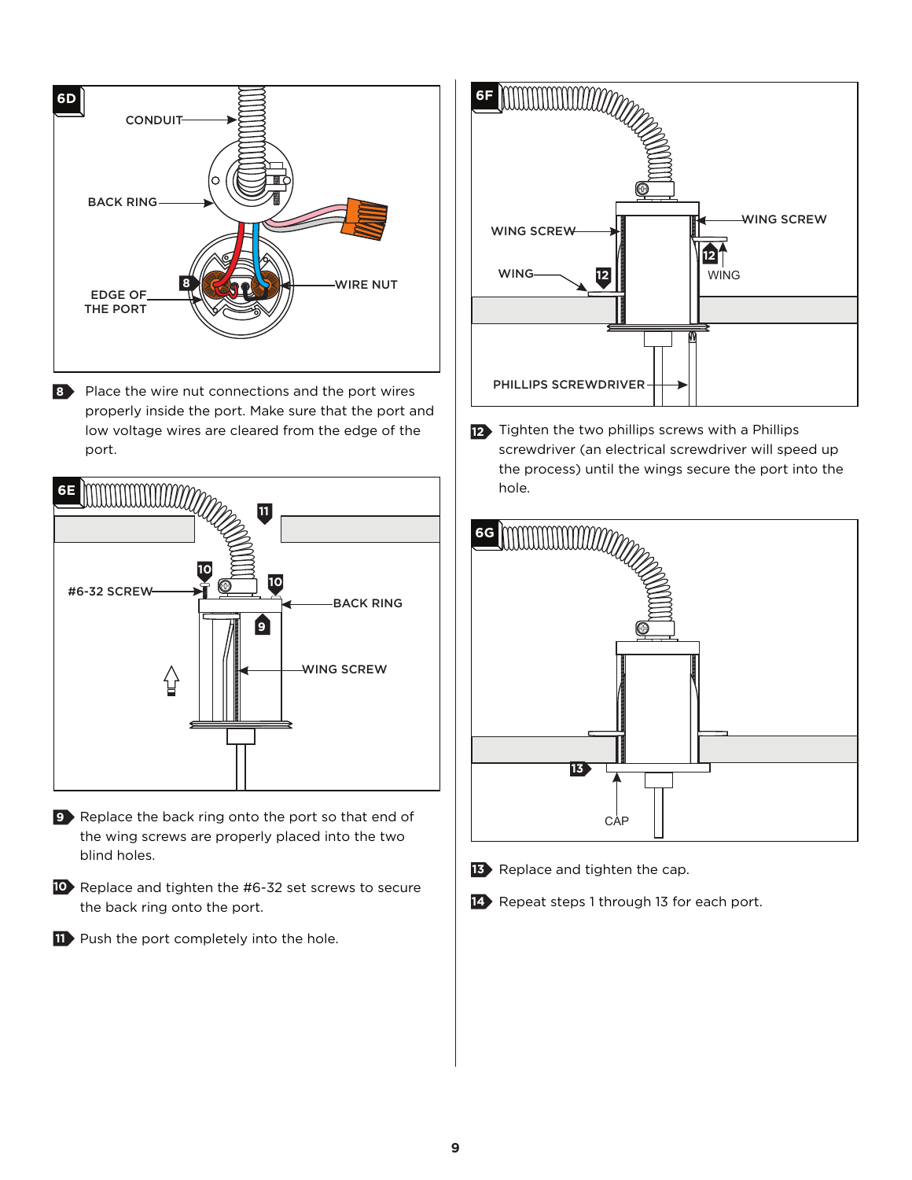**8** Place the wire nut connections and the port wires properly inside the port. Make sure that the port and low voltage wires are cleared from the edge of the port.

**9** Replace the back ring onto the port so that end of the wing screws are properly placed into the two blind holes.

**10** Replace and tighten the #6-32 set screws to secure the back ring onto the port.

**11** Push the port completely into the hole.

**12** Tighten the two phillips screws with a Phillips screwdriver (an electrical screwdriver will speed up the process) until the wings secure the port into the hole.

**13** Replace and tighten the cap.

**14** Repeat steps 1 through 13 for each port.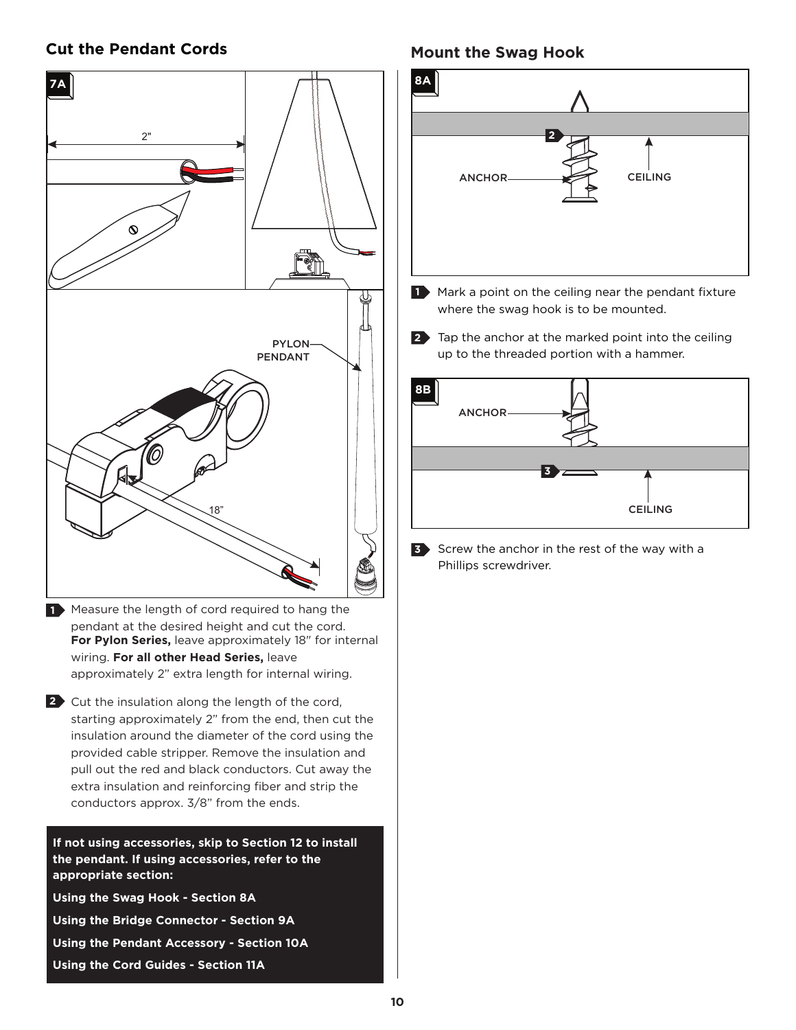## Cut the Pendant Cords

7A

1. Measure the length of cord required to hang the pendant at the desired height and cut the cord. **For Pylon Series,** leave approximately 18" for internal wiring. **For all other Head Series,** leave approximately 2" extra length for internal wiring.

2. Cut the insulation along the length of the cord, starting approximately 2" from the end, then cut the insulation around the diameter of the cord using the provided cable stripper. Remove the insulation and pull out the red and black conductors. Cut away the extra insulation and reinforcing fiber and strip the conductors approx. 3/8" from the ends.

**If not using accessories, skip to Section 12 to install the pendant. If using accessories, refer to the appropriate section:**

**Using the Swag Hook - Section 8A**

**Using the Bridge Connector - Section 9A**

**Using the Pendant Accessory - Section 10A**

**Using the Cord Guides - Section 11A**

## Mount the Swag Hook

8A

1. Mark a point on the ceiling near the pendant fixture where the swag hook is to be mounted.

2. Tap the anchor at the marked point into the ceiling up to the threaded portion with a hammer.

8B

3. Screw the anchor in the rest of the way with a Phillips screwdriver.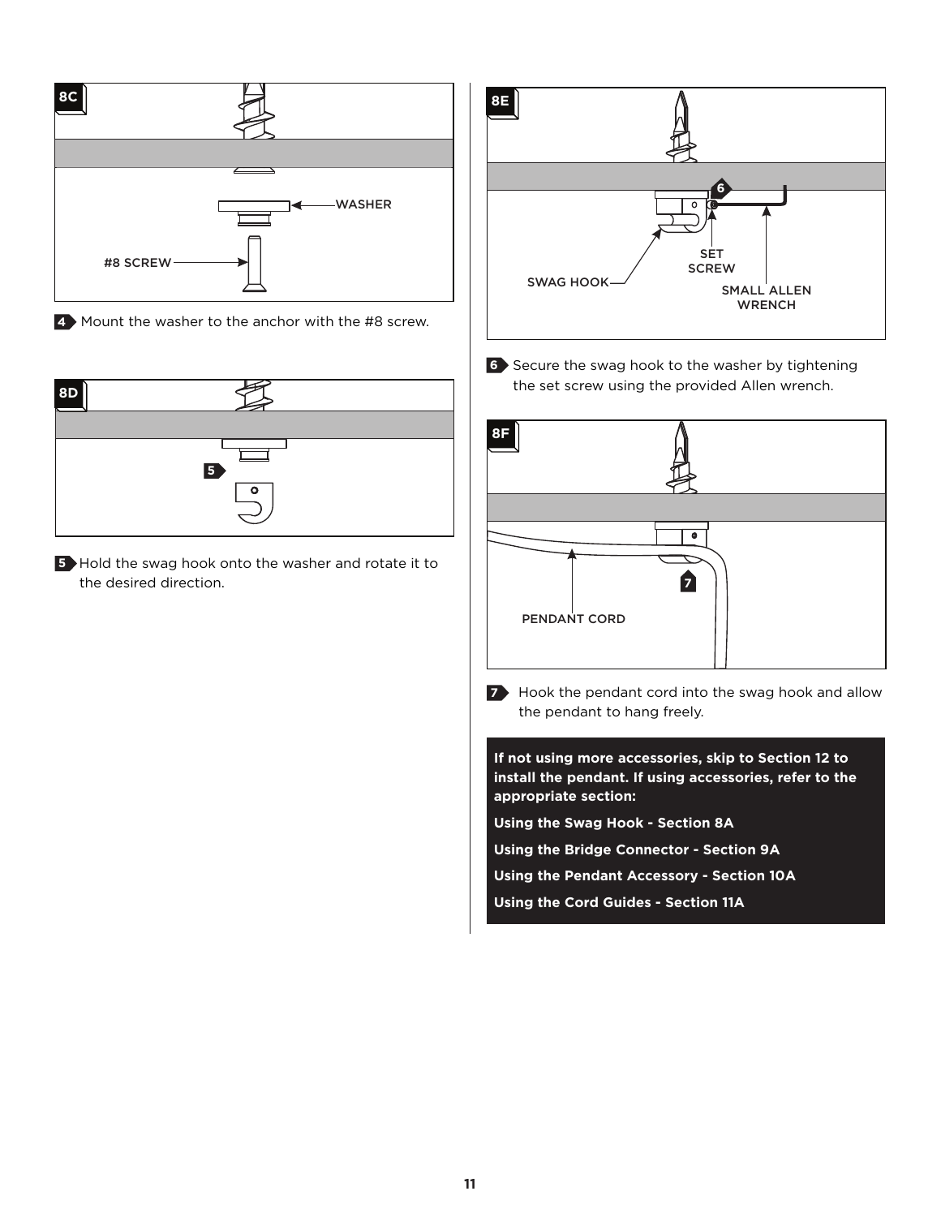8C

WASHER

#8 SCREW

4 Mount the washer to the anchor with the #8 screw.

8D

5

5 Hold the swag hook onto the washer and rotate it to the desired direction.

8E

6

SWAG HOOK

SET SCREW

SMALL ALLEN WRENCH

6 Secure the swag hook to the washer by tightening the set screw using the provided Allen wrench.

8F

PENDANT CORD

7

7 Hook the pendant cord into the swag hook and allow the pendant to hang freely.

**If not using more accessories, skip to Section 12 to install the pendant. If using accessories, refer to the appropriate section:**

**Using the Swag Hook - Section 8A**

**Using the Bridge Connector - Section 9A**

**Using the Pendant Accessory - Section 10A**

**Using the Cord Guides - Section 11A**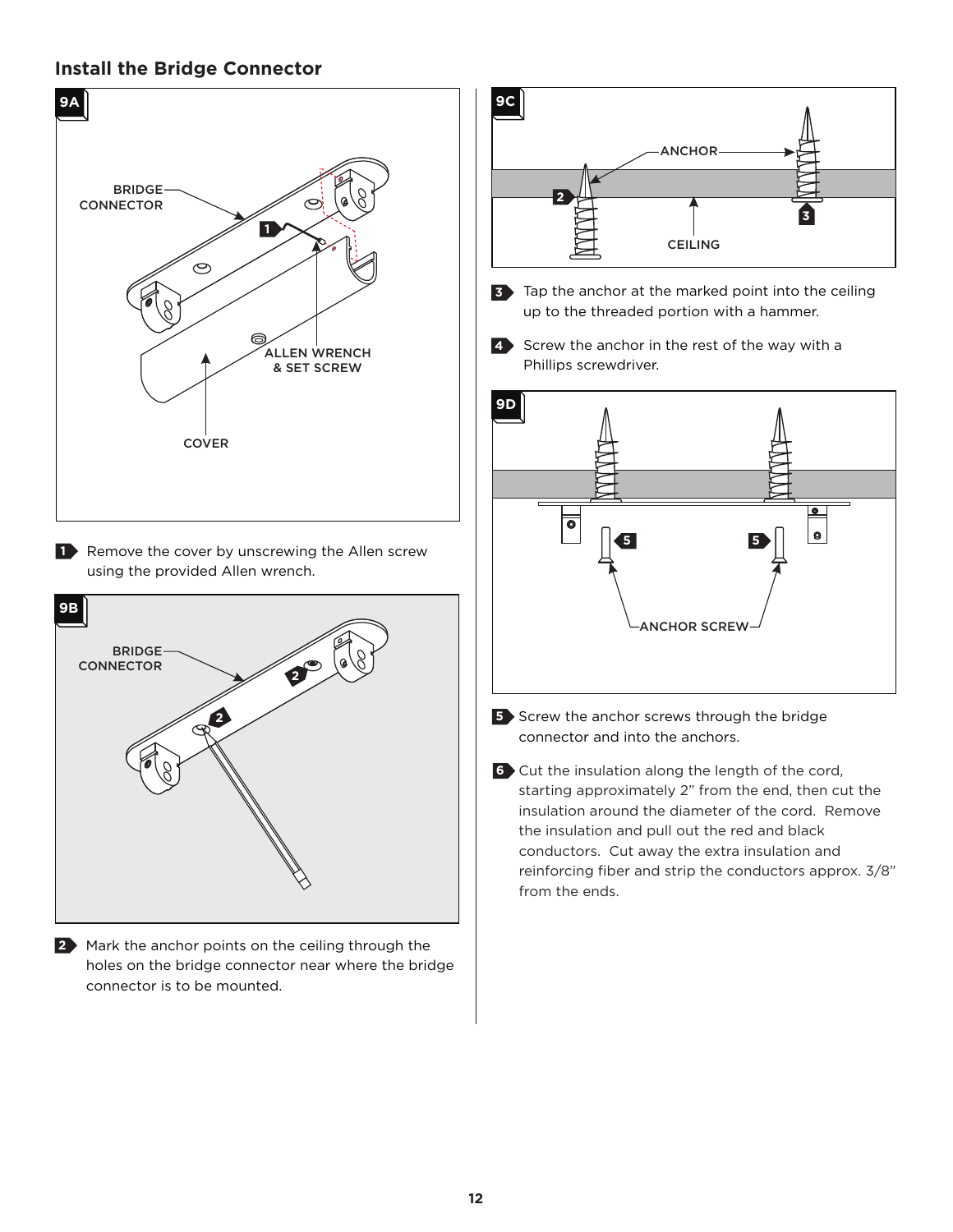## Install the Bridge Connector

**9A**

1. Remove the cover by unscrewing the Allen screw using the provided Allen wrench.

**9B**

2. Mark the anchor points on the ceiling through the holes on the bridge connector near where the bridge connector is to be mounted.

**9C**

3. Tap the anchor at the marked point into the ceiling up to the threaded portion with a hammer.
4. Screw the anchor in the rest of the way with a Phillips screwdriver.

**9D**

5. Screw the anchor screws through the bridge connector and into the anchors.
6. Cut the insulation along the length of the cord, starting approximately 2" from the end, then cut the insulation around the diameter of the cord. Remove the insulation and pull out the red and black conductors. Cut away the extra insulation and reinforcing fiber and strip the conductors approx. 3/8" from the ends.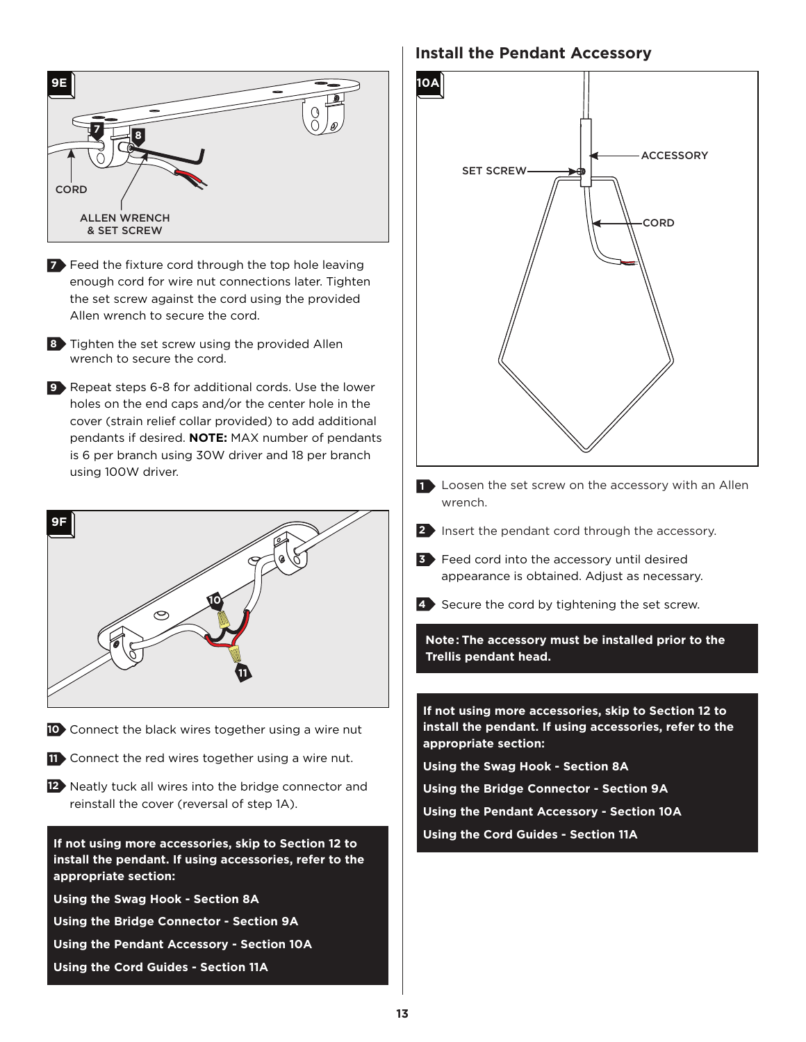**9E**

CORD

ALLEN WRENCH & SET SCREW

**7** Feed the fixture cord through the top hole leaving enough cord for wire nut connections later. Tighten the set screw against the cord using the provided Allen wrench to secure the cord.

**8** Tighten the set screw using the provided Allen wrench to secure the cord.

**9** Repeat steps 6-8 for additional cords. Use the lower holes on the end caps and/or the center hole in the cover (strain relief collar provided) to add additional pendants if desired. **NOTE:** MAX number of pendants is 6 per branch using 30W driver and 18 per branch using 100W driver.

**9F**

**10** Connect the black wires together using a wire nut

**11** Connect the red wires together using a wire nut.

**12** Neatly tuck all wires into the bridge connector and reinstall the cover (reversal of step 1A).

**If not using more accessories, skip to Section 12 to install the pendant. If using accessories, refer to the appropriate section:**

**Using the Swag Hook - Section 8A**

**Using the Bridge Connector - Section 9A**

**Using the Pendant Accessory - Section 10A**

**Using the Cord Guides - Section 11A**

## Install the Pendant Accessory

**10A**

ACCESSORY

SET SCREW

CORD

**1** Loosen the set screw on the accessory with an Allen wrench.

**2** Insert the pendant cord through the accessory.

**3** Feed cord into the accessory until desired appearance is obtained. Adjust as necessary.

**4** Secure the cord by tightening the set screw.

**Note: The accessory must be installed prior to the Trellis pendant head.**

**If not using more accessories, skip to Section 12 to install the pendant. If using accessories, refer to the appropriate section:**

**Using the Swag Hook - Section 8A**

**Using the Bridge Connector - Section 9A**

**Using the Pendant Accessory - Section 10A**

**Using the Cord Guides - Section 11A**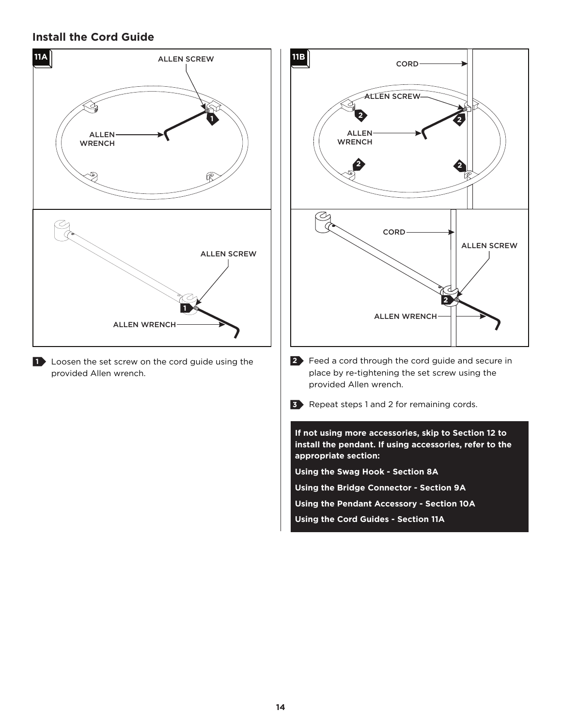## Install the Cord Guide

11A

ALLEN SCREW

ALLEN WRENCH

1

ALLEN SCREW

ALLEN WRENCH

1

1 Loosen the set screw on the cord guide using the provided Allen wrench.

11B

CORD

ALLEN SCREW

ALLEN WRENCH

2

CORD

ALLEN SCREW

ALLEN WRENCH

2

2 Feed a cord through the cord guide and secure in place by re-tightening the set screw using the provided Allen wrench.

3 Repeat steps 1 and 2 for remaining cords.

**If not using more accessories, skip to Section 12 to install the pendant. If using accessories, refer to the appropriate section:**

**Using the Swag Hook - Section 8A**

**Using the Bridge Connector - Section 9A**

**Using the Pendant Accessory - Section 10A**

**Using the Cord Guides - Section 11A**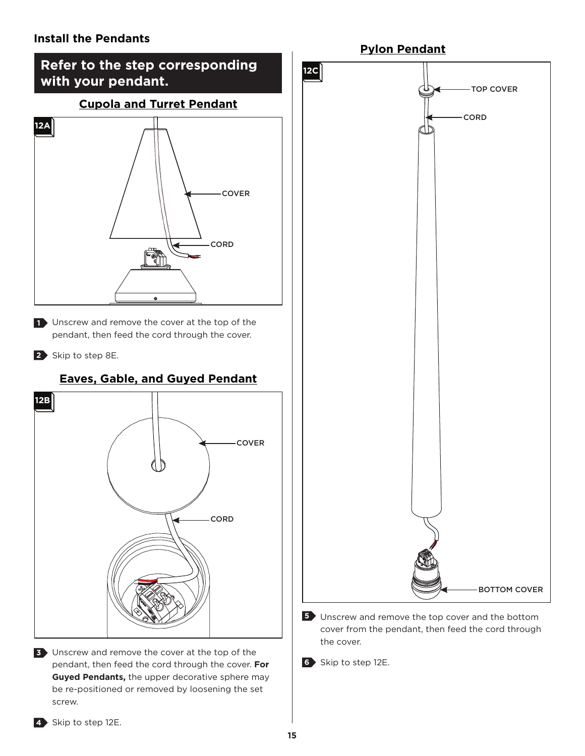## Install the Pendants

**Refer to the step corresponding with your pendant.**

### Cupola and Turret Pendant

12A

COVER

CORD

1. Unscrew and remove the cover at the top of the pendant, then feed the cord through the cover.
2. Skip to step 8E.

### Eaves, Gable, and Guyed Pendant

12B

COVER

CORD

3. Unscrew and remove the cover at the top of the pendant, then feed the cord through the cover. **For Guyed Pendants,** the upper decorative sphere may be re-positioned or removed by loosening the set screw.
4. Skip to step 12E.

### Pylon Pendant

12C

TOP COVER

CORD

BOTTOM COVER

5. Unscrew and remove the top cover and the bottom cover from the pendant, then feed the cord through the cover.
6. Skip to step 12E.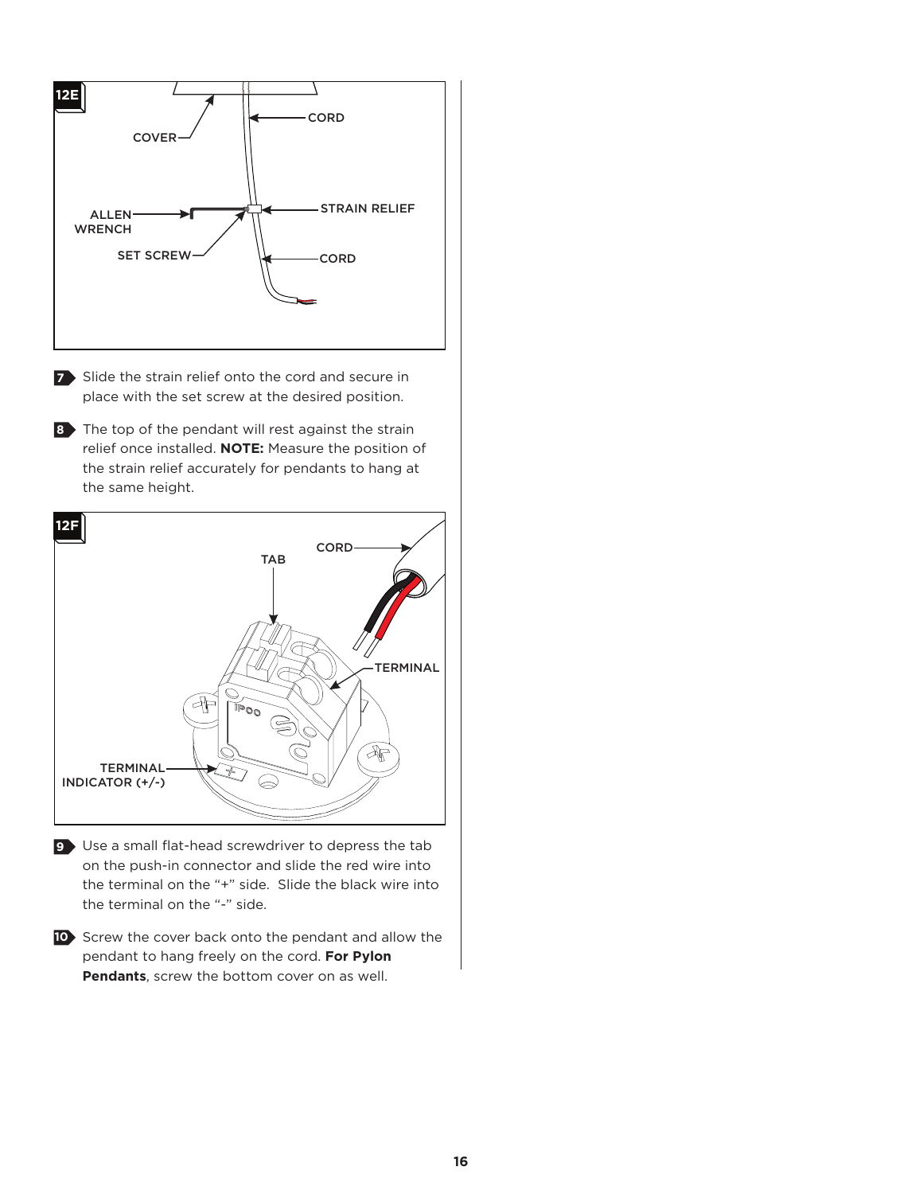12E

COVER

CORD

ALLEN WRENCH

STRAIN RELIEF

SET SCREW

CORD

7. Slide the strain relief onto the cord and secure in place with the set screw at the desired position.

8. The top of the pendant will rest against the strain relief once installed. **NOTE:** Measure the position of the strain relief accurately for pendants to hang at the same height.

12F

TAB

CORD

TERMINAL

TERMINAL INDICATOR (+/-)

9. Use a small flat-head screwdriver to depress the tab on the push-in connector and slide the red wire into the terminal on the "+" side. Slide the black wire into the terminal on the "-" side.

10. Screw the cover back onto the pendant and allow the pendant to hang freely on the cord. **For Pylon Pendants**, screw the bottom cover on as well.